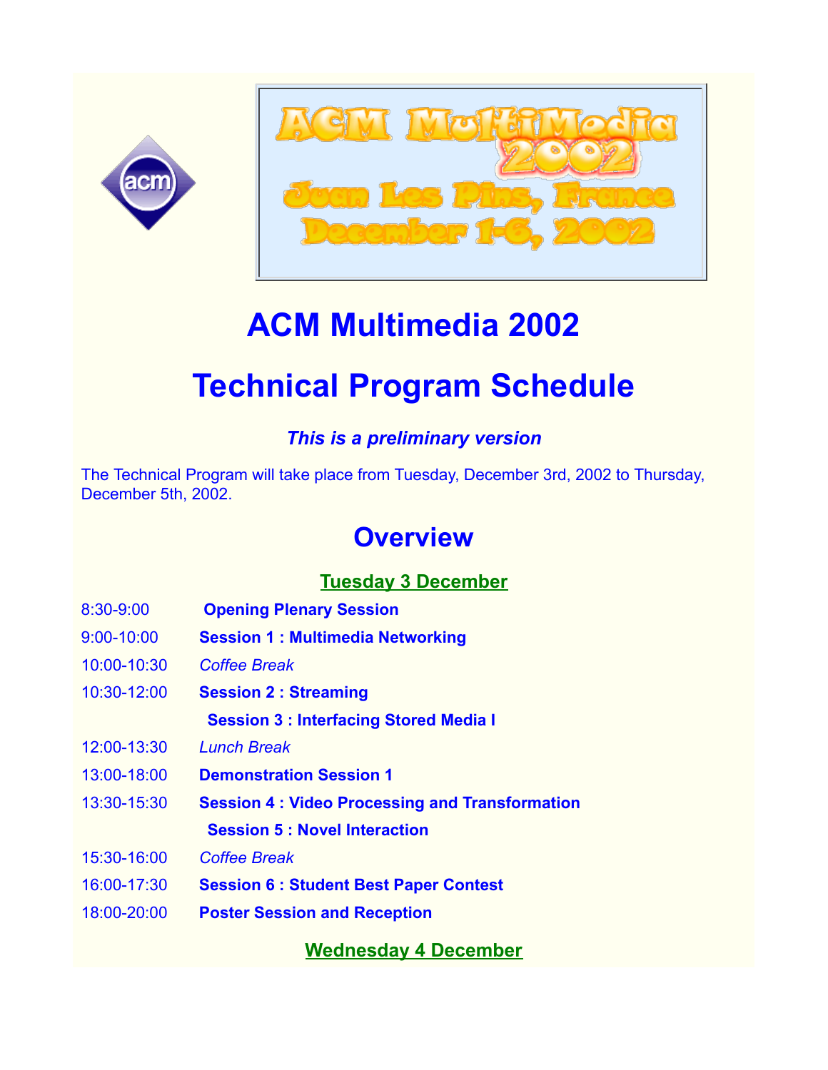# ACM Multimedia 2002

# Technical Program Schedule

***This is a preliminary version***

The Technical Program will take place from Tuesday, December 3rd, 2002 to Thursday, December 5th, 2002.

## Overview

### Tuesday 3 December

| | |
|---|---|
| 8:30-9:00 | **Opening Plenary Session** |
| 9:00-10:00 | **Session 1 : Multimedia Networking** |
| 10:00-10:30 | *Coffee Break* |
| 10:30-12:00 | **Session 2 : Streaming** |
| | **Session 3 : Interfacing Stored Media I** |
| 12:00-13:30 | *Lunch Break* |
| 13:00-18:00 | **Demonstration Session 1** |
| 13:30-15:30 | **Session 4 : Video Processing and Transformation** |
| | **Session 5 : Novel Interaction** |
| 15:30-16:00 | *Coffee Break* |
| 16:00-17:30 | **Session 6 : Student Best Paper Contest** |
| 18:00-20:00 | **Poster Session and Reception** |

### Wednesday 4 December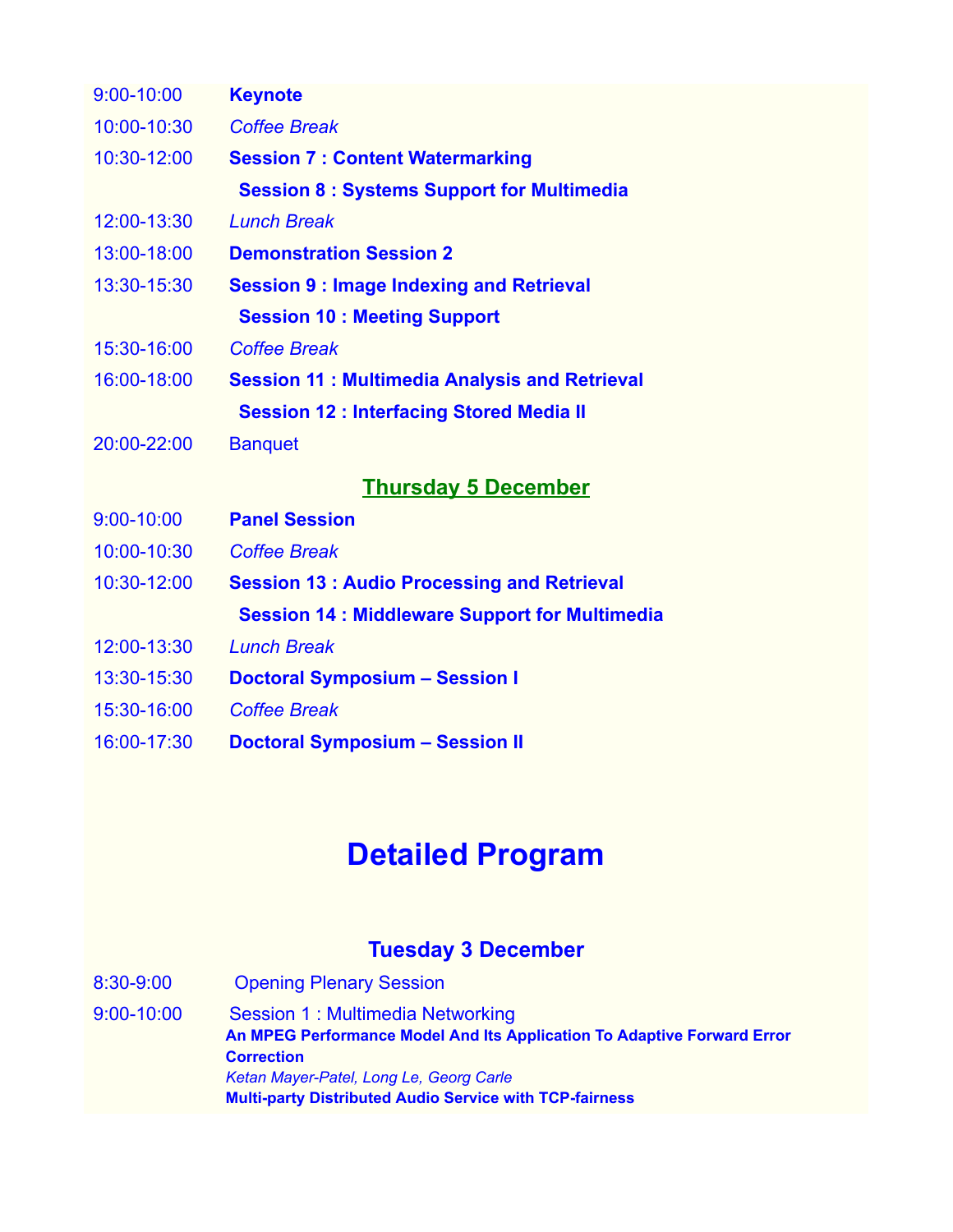9:00-10:00 **Keynote**

10:00-10:30 *Coffee Break*

10:30-12:00 **Session 7 : Content Watermarking**

**Session 8 : Systems Support for Multimedia**

12:00-13:30 *Lunch Break*

13:00-18:00 **Demonstration Session 2**

13:30-15:30 **Session 9 : Image Indexing and Retrieval**

**Session 10 : Meeting Support**

15:30-16:00 *Coffee Break*

16:00-18:00 **Session 11 : Multimedia Analysis and Retrieval**

**Session 12 : Interfacing Stored Media II**

20:00-22:00 Banquet

## Thursday 5 December

9:00-10:00 **Panel Session**

10:00-10:30 *Coffee Break*

10:30-12:00 **Session 13 : Audio Processing and Retrieval**

**Session 14 : Middleware Support for Multimedia**

12:00-13:30 *Lunch Break*

13:30-15:30 **Doctoral Symposium – Session I**

15:30-16:00 *Coffee Break*

16:00-17:30 **Doctoral Symposium – Session II**

# Detailed Program

## Tuesday 3 December

8:30-9:00 Opening Plenary Session

9:00-10:00 Session 1 : Multimedia Networking

**An MPEG Performance Model And Its Application To Adaptive Forward Error Correction**

*Ketan Mayer-Patel, Long Le, Georg Carle*

**Multi-party Distributed Audio Service with TCP-fairness**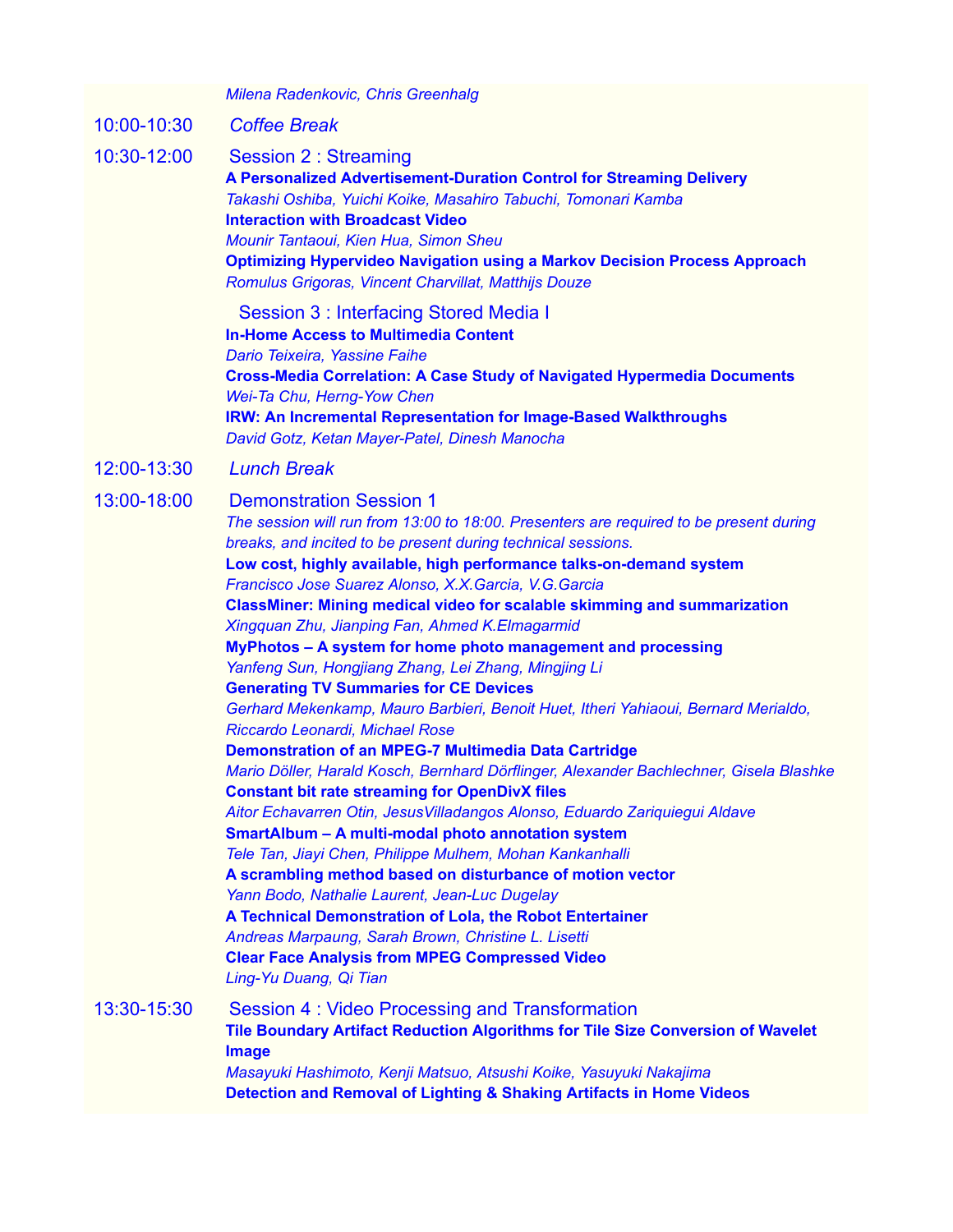*Milena Radenkovic, Chris Greenhalg*

10:00-10:30 *Coffee Break*

10:30-12:00 Session 2 : Streaming

**A Personalized Advertisement-Duration Control for Streaming Delivery**
*Takashi Oshiba, Yuichi Koike, Masahiro Tabuchi, Tomonari Kamba*

**Interaction with Broadcast Video**
*Mounir Tantaoui, Kien Hua, Simon Sheu*

**Optimizing Hypervideo Navigation using a Markov Decision Process Approach**
*Romulus Grigoras, Vincent Charvillat, Matthijs Douze*

Session 3 : Interfacing Stored Media I

**In-Home Access to Multimedia Content**
*Dario Teixeira, Yassine Faihe*

**Cross-Media Correlation: A Case Study of Navigated Hypermedia Documents**
*Wei-Ta Chu, Herng-Yow Chen*

**IRW: An Incremental Representation for Image-Based Walkthroughs**
*David Gotz, Ketan Mayer-Patel, Dinesh Manocha*

12:00-13:30 *Lunch Break*

13:00-18:00 Demonstration Session 1

*The session will run from 13:00 to 18:00. Presenters are required to be present during breaks, and incited to be present during technical sessions.*

**Low cost, highly available, high performance talks-on-demand system**
*Francisco Jose Suarez Alonso, X.X.Garcia, V.G.Garcia*

**ClassMiner: Mining medical video for scalable skimming and summarization**
*Xingquan Zhu, Jianping Fan, Ahmed K.Elmagarmid*

**MyPhotos – A system for home photo management and processing**
*Yanfeng Sun, Hongjiang Zhang, Lei Zhang, Mingjing Li*

**Generating TV Summaries for CE Devices**
*Gerhard Mekenkamp, Mauro Barbieri, Benoit Huet, Itheri Yahiaoui, Bernard Merialdo, Riccardo Leonardi, Michael Rose*

**Demonstration of an MPEG-7 Multimedia Data Cartridge**
*Mario Döller, Harald Kosch, Bernhard Dörflinger, Alexander Bachlechner, Gisela Blashke*

**Constant bit rate streaming for OpenDivX files**
*Aitor Echavarren Otin, JesusVilladangos Alonso, Eduardo Zariquiegui Aldave*

**SmartAlbum – A multi-modal photo annotation system**
*Tele Tan, Jiayi Chen, Philippe Mulhem, Mohan Kankanhalli*

**A scrambling method based on disturbance of motion vector**
*Yann Bodo, Nathalie Laurent, Jean-Luc Dugelay*

**A Technical Demonstration of Lola, the Robot Entertainer**
*Andreas Marpaung, Sarah Brown, Christine L. Lisetti*

**Clear Face Analysis from MPEG Compressed Video**
*Ling-Yu Duang, Qi Tian*

13:30-15:30 Session 4 : Video Processing and Transformation

**Tile Boundary Artifact Reduction Algorithms for Tile Size Conversion of Wavelet Image**
*Masayuki Hashimoto, Kenji Matsuo, Atsushi Koike, Yasuyuki Nakajima*

**Detection and Removal of Lighting & Shaking Artifacts in Home Videos**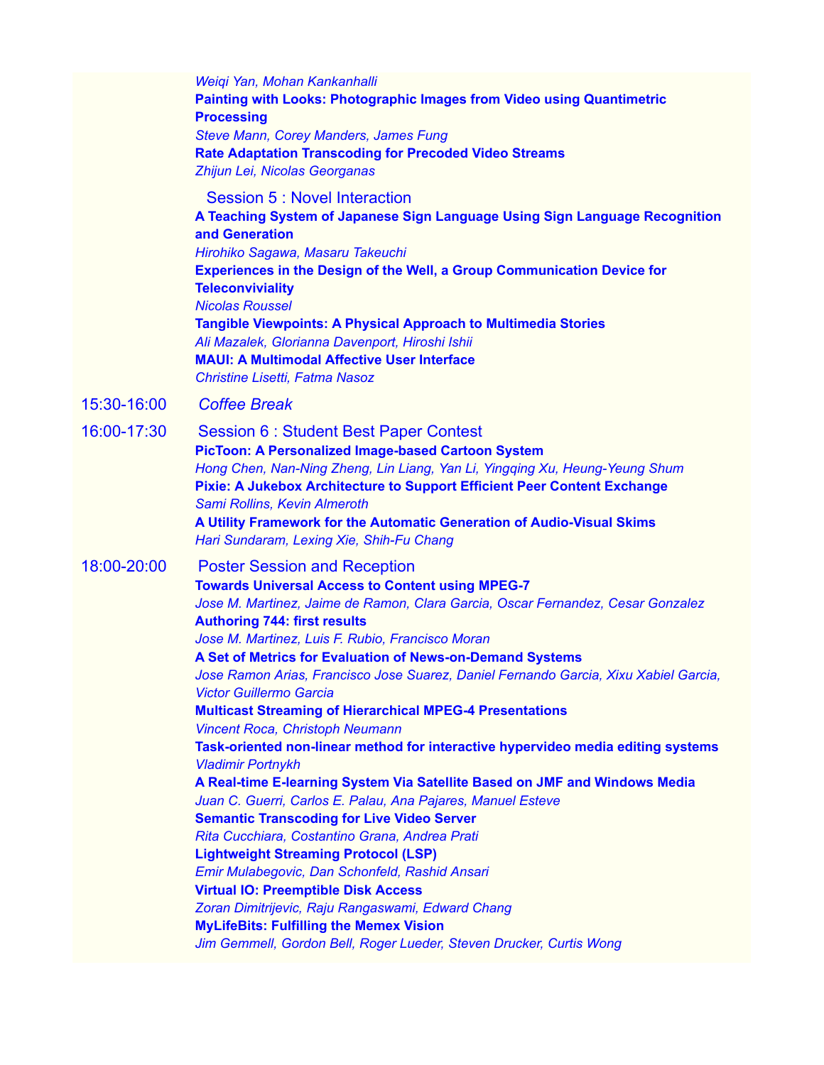*Weiqi Yan, Mohan Kankanhalli*

**Painting with Looks: Photographic Images from Video using Quantimetric Processing**

*Steve Mann, Corey Manders, James Fung*

**Rate Adaptation Transcoding for Precoded Video Streams**

*Zhijun Lei, Nicolas Georganas*

### Session 5 : Novel Interaction

**A Teaching System of Japanese Sign Language Using Sign Language Recognition and Generation**

*Hirohiko Sagawa, Masaru Takeuchi*

**Experiences in the Design of the Well, a Group Communication Device for Teleconviviality**

*Nicolas Roussel*

**Tangible Viewpoints: A Physical Approach to Multimedia Stories**

*Ali Mazalek, Glorianna Davenport, Hiroshi Ishii*

**MAUI: A Multimodal Affective User Interface**

*Christine Lisetti, Fatma Nasoz*

15:30-16:00 *Coffee Break*

### 16:00-17:30 Session 6 : Student Best Paper Contest

**PicToon: A Personalized Image-based Cartoon System**

*Hong Chen, Nan-Ning Zheng, Lin Liang, Yan Li, Yingqing Xu, Heung-Yeung Shum*

**Pixie: A Jukebox Architecture to Support Efficient Peer Content Exchange**

*Sami Rollins, Kevin Almeroth*

**A Utility Framework for the Automatic Generation of Audio-Visual Skims**

*Hari Sundaram, Lexing Xie, Shih-Fu Chang*

### 18:00-20:00 Poster Session and Reception

**Towards Universal Access to Content using MPEG-7**

*Jose M. Martinez, Jaime de Ramon, Clara Garcia, Oscar Fernandez, Cesar Gonzalez*

**Authoring 744: first results**

*Jose M. Martinez, Luis F. Rubio, Francisco Moran*

**A Set of Metrics for Evaluation of News-on-Demand Systems**

*Jose Ramon Arias, Francisco Jose Suarez, Daniel Fernando Garcia, Xixu Xabiel Garcia, Victor Guillermo Garcia*

**Multicast Streaming of Hierarchical MPEG-4 Presentations**

*Vincent Roca, Christoph Neumann*

**Task-oriented non-linear method for interactive hypervideo media editing systems**

*Vladimir Portnykh*

**A Real-time E-learning System Via Satellite Based on JMF and Windows Media**

*Juan C. Guerri, Carlos E. Palau, Ana Pajares, Manuel Esteve*

**Semantic Transcoding for Live Video Server**

*Rita Cucchiara, Costantino Grana, Andrea Prati*

**Lightweight Streaming Protocol (LSP)**

*Emir Mulabegovic, Dan Schonfeld, Rashid Ansari*

**Virtual IO: Preemptible Disk Access**

*Zoran Dimitrijevic, Raju Rangaswami, Edward Chang*

**MyLifeBits: Fulfilling the Memex Vision**

*Jim Gemmell, Gordon Bell, Roger Lueder, Steven Drucker, Curtis Wong*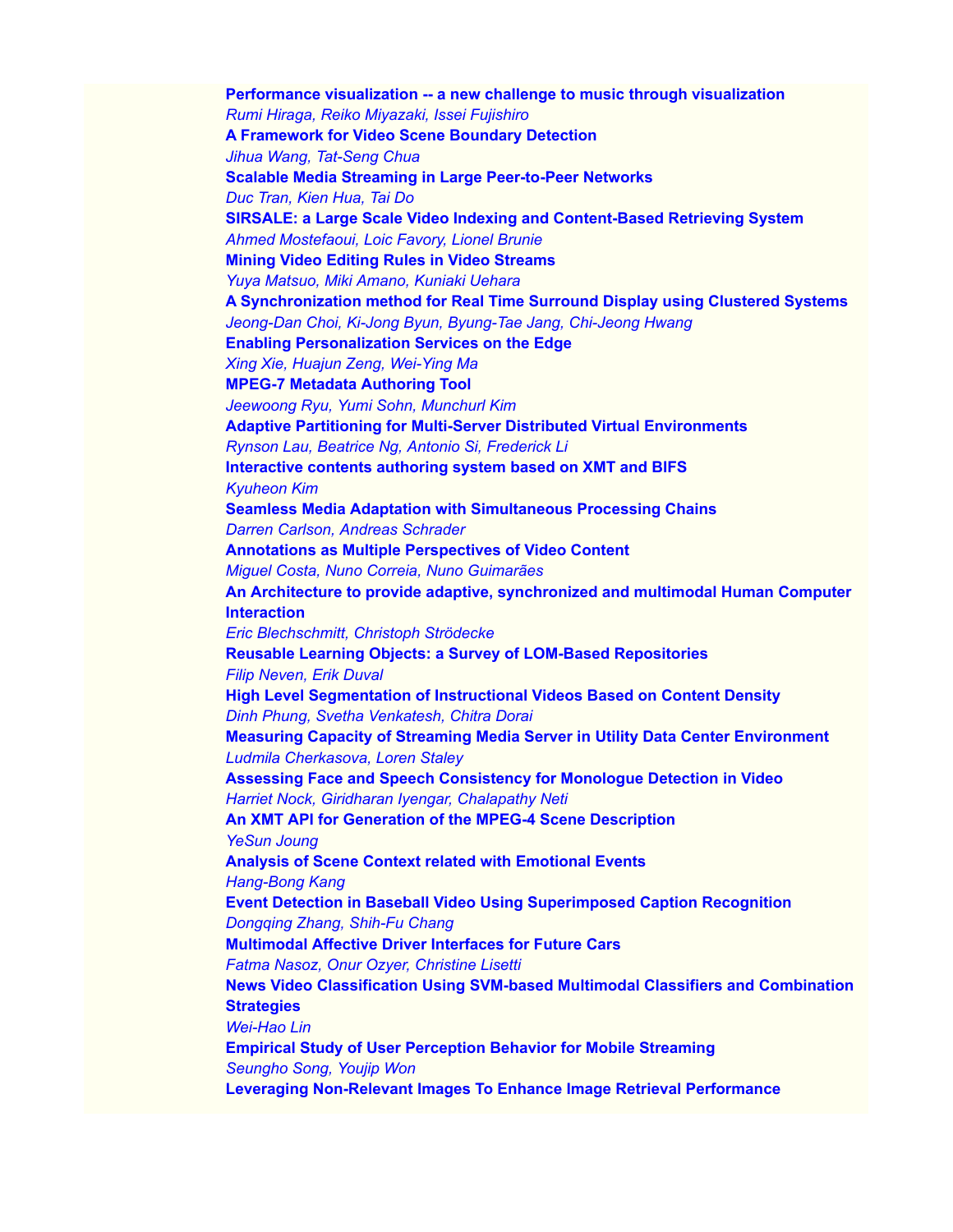**Performance visualization -- a new challenge to music through visualization**
*Rumi Hiraga, Reiko Miyazaki, Issei Fujishiro*
**A Framework for Video Scene Boundary Detection**
*Jihua Wang, Tat-Seng Chua*
**Scalable Media Streaming in Large Peer-to-Peer Networks**
*Duc Tran, Kien Hua, Tai Do*
**SIRSALE: a Large Scale Video Indexing and Content-Based Retrieving System**
*Ahmed Mostefaoui, Loic Favory, Lionel Brunie*
**Mining Video Editing Rules in Video Streams**
*Yuya Matsuo, Miki Amano, Kuniaki Uehara*
**A Synchronization method for Real Time Surround Display using Clustered Systems**
*Jeong-Dan Choi, Ki-Jong Byun, Byung-Tae Jang, Chi-Jeong Hwang*
**Enabling Personalization Services on the Edge**
*Xing Xie, Huajun Zeng, Wei-Ying Ma*
**MPEG-7 Metadata Authoring Tool**
*Jeewoong Ryu, Yumi Sohn, Munchurl Kim*
**Adaptive Partitioning for Multi-Server Distributed Virtual Environments**
*Rynson Lau, Beatrice Ng, Antonio Si, Frederick Li*
**Interactive contents authoring system based on XMT and BIFS**
*Kyuheon Kim*
**Seamless Media Adaptation with Simultaneous Processing Chains**
*Darren Carlson, Andreas Schrader*
**Annotations as Multiple Perspectives of Video Content**
*Miguel Costa, Nuno Correia, Nuno Guimarães*
**An Architecture to provide adaptive, synchronized and multimodal Human Computer Interaction**
*Eric Blechschmitt, Christoph Strödecke*
**Reusable Learning Objects: a Survey of LOM-Based Repositories**
*Filip Neven, Erik Duval*
**High Level Segmentation of Instructional Videos Based on Content Density**
*Dinh Phung, Svetha Venkatesh, Chitra Dorai*
**Measuring Capacity of Streaming Media Server in Utility Data Center Environment**
*Ludmila Cherkasova, Loren Staley*
**Assessing Face and Speech Consistency for Monologue Detection in Video**
*Harriet Nock, Giridharan Iyengar, Chalapathy Neti*
**An XMT API for Generation of the MPEG-4 Scene Description**
*YeSun Joung*
**Analysis of Scene Context related with Emotional Events**
*Hang-Bong Kang*
**Event Detection in Baseball Video Using Superimposed Caption Recognition**
*Dongqing Zhang, Shih-Fu Chang*
**Multimodal Affective Driver Interfaces for Future Cars**
*Fatma Nasoz, Onur Ozyer, Christine Lisetti*
**News Video Classification Using SVM-based Multimodal Classifiers and Combination Strategies**
*Wei-Hao Lin*
**Empirical Study of User Perception Behavior for Mobile Streaming**
*Seungho Song, Youjip Won*
**Leveraging Non-Relevant Images To Enhance Image Retrieval Performance**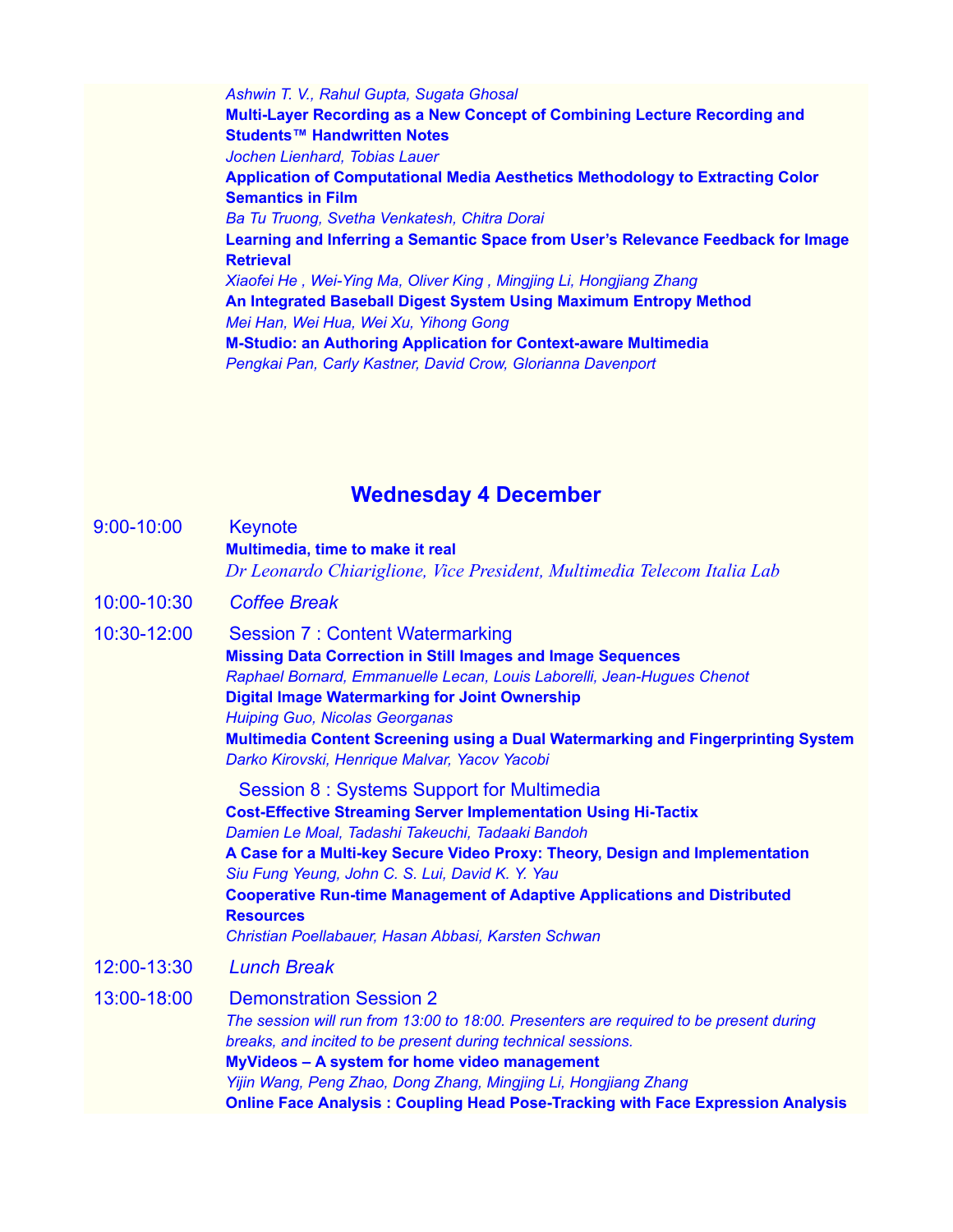*Ashwin T. V., Rahul Gupta, Sugata Ghosal*
**Multi-Layer Recording as a New Concept of Combining Lecture Recording and Students™ Handwritten Notes**
*Jochen Lienhard, Tobias Lauer*
**Application of Computational Media Aesthetics Methodology to Extracting Color Semantics in Film**
*Ba Tu Truong, Svetha Venkatesh, Chitra Dorai*
**Learning and Inferring a Semantic Space from User's Relevance Feedback for Image Retrieval**
*Xiaofei He , Wei-Ying Ma, Oliver King , Mingjing Li, Hongjiang Zhang*
**An Integrated Baseball Digest System Using Maximum Entropy Method**
*Mei Han, Wei Hua, Wei Xu, Yihong Gong*
**M-Studio: an Authoring Application for Context-aware Multimedia**
*Pengkai Pan, Carly Kastner, David Crow, Glorianna Davenport*

## Wednesday 4 December

9:00-10:00 Keynote
**Multimedia, time to make it real**
*Dr Leonardo Chiariglione, Vice President, Multimedia Telecom Italia Lab*

10:00-10:30 *Coffee Break*

10:30-12:00 Session 7 : Content Watermarking
**Missing Data Correction in Still Images and Image Sequences**
*Raphael Bornard, Emmanuelle Lecan, Louis Laborelli, Jean-Hugues Chenot*
**Digital Image Watermarking for Joint Ownership**
*Huiping Guo, Nicolas Georganas*
**Multimedia Content Screening using a Dual Watermarking and Fingerprinting System**
*Darko Kirovski, Henrique Malvar, Yacov Yacobi*

Session 8 : Systems Support for Multimedia
**Cost-Effective Streaming Server Implementation Using Hi-Tactix**
*Damien Le Moal, Tadashi Takeuchi, Tadaaki Bandoh*
**A Case for a Multi-key Secure Video Proxy: Theory, Design and Implementation**
*Siu Fung Yeung, John C. S. Lui, David K. Y. Yau*
**Cooperative Run-time Management of Adaptive Applications and Distributed Resources**
*Christian Poellabauer, Hasan Abbasi, Karsten Schwan*

12:00-13:30 *Lunch Break*

13:00-18:00 Demonstration Session 2
*The session will run from 13:00 to 18:00. Presenters are required to be present during breaks, and incited to be present during technical sessions.*
**MyVideos – A system for home video management**
*Yijin Wang, Peng Zhao, Dong Zhang, Mingjing Li, Hongjiang Zhang*
**Online Face Analysis : Coupling Head Pose-Tracking with Face Expression Analysis**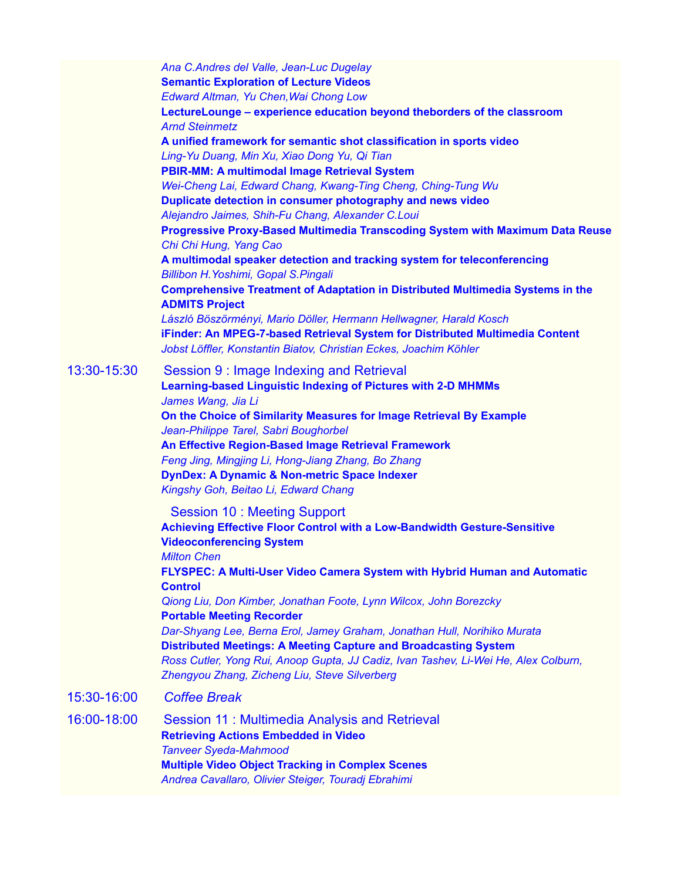*Ana C.Andres del Valle, Jean-Luc Dugelay*

**Semantic Exploration of Lecture Videos**

*Edward Altman, Yu Chen,Wai Chong Low*

**LectureLounge – experience education beyond theborders of the classroom**

*Arnd Steinmetz*

**A unified framework for semantic shot classification in sports video**

*Ling-Yu Duang, Min Xu, Xiao Dong Yu, Qi Tian*

**PBIR-MM: A multimodal Image Retrieval System**

*Wei-Cheng Lai, Edward Chang, Kwang-Ting Cheng, Ching-Tung Wu*

**Duplicate detection in consumer photography and news video**

*Alejandro Jaimes, Shih-Fu Chang, Alexander C.Loui*

**Progressive Proxy-Based Multimedia Transcoding System with Maximum Data Reuse**

*Chi Chi Hung, Yang Cao*

**A multimodal speaker detection and tracking system for teleconferencing**

*Billibon H.Yoshimi, Gopal S.Pingali*

**Comprehensive Treatment of Adaptation in Distributed Multimedia Systems in the ADMITS Project**

*László Böszörményi, Mario Döller, Hermann Hellwagner, Harald Kosch*

**iFinder: An MPEG-7-based Retrieval System for Distributed Multimedia Content**

*Jobst Löffler, Konstantin Biatov, Christian Eckes, Joachim Köhler*

13:30-15:30 Session 9 : Image Indexing and Retrieval

**Learning-based Linguistic Indexing of Pictures with 2-D MHMMs**

*James Wang, Jia Li*

**On the Choice of Similarity Measures for Image Retrieval By Example**

*Jean-Philippe Tarel, Sabri Boughorbel*

**An Effective Region-Based Image Retrieval Framework**

*Feng Jing, Mingjing Li, Hong-Jiang Zhang, Bo Zhang*

**DynDex: A Dynamic & Non-metric Space Indexer**

*Kingshy Goh, Beitao Li, Edward Chang*

Session 10 : Meeting Support

**Achieving Effective Floor Control with a Low-Bandwidth Gesture-Sensitive Videoconferencing System**

*Milton Chen*

**FLYSPEC: A Multi-User Video Camera System with Hybrid Human and Automatic Control**

*Qiong Liu, Don Kimber, Jonathan Foote, Lynn Wilcox, John Borezcky*

**Portable Meeting Recorder**

*Dar-Shyang Lee, Berna Erol, Jamey Graham, Jonathan Hull, Norihiko Murata*

**Distributed Meetings: A Meeting Capture and Broadcasting System**

*Ross Cutler, Yong Rui, Anoop Gupta, JJ Cadiz, Ivan Tashev, Li-Wei He, Alex Colburn, Zhengyou Zhang, Zicheng Liu, Steve Silverberg*

15:30-16:00 *Coffee Break*

16:00-18:00 Session 11 : Multimedia Analysis and Retrieval

**Retrieving Actions Embedded in Video**

*Tanveer Syeda-Mahmood*

**Multiple Video Object Tracking in Complex Scenes**

*Andrea Cavallaro, Olivier Steiger, Touradj Ebrahimi*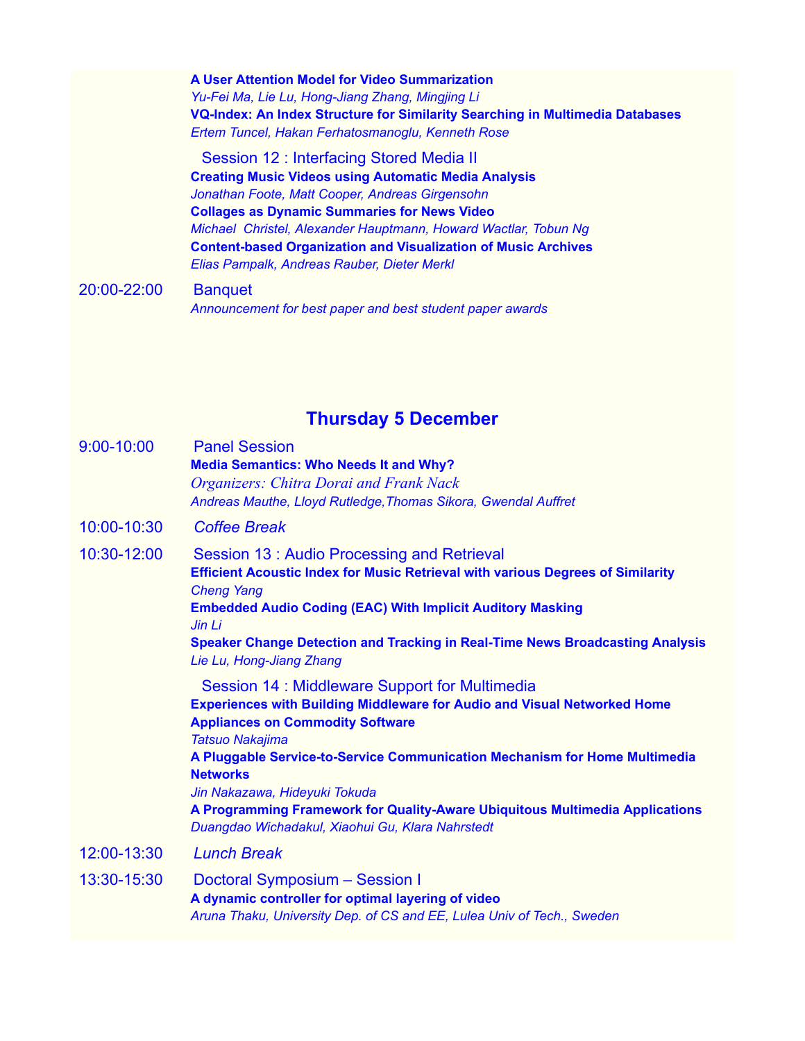**A User Attention Model for Video Summarization**
*Yu-Fei Ma, Lie Lu, Hong-Jiang Zhang, Mingjing Li*
**VQ-Index: An Index Structure for Similarity Searching in Multimedia Databases**
*Ertem Tuncel, Hakan Ferhatosmanoglu, Kenneth Rose*

Session 12 : Interfacing Stored Media II
**Creating Music Videos using Automatic Media Analysis**
*Jonathan Foote, Matt Cooper, Andreas Girgensohn*
**Collages as Dynamic Summaries for News Video**
*Michael Christel, Alexander Hauptmann, Howard Wactlar, Tobun Ng*
**Content-based Organization and Visualization of Music Archives**
*Elias Pampalk, Andreas Rauber, Dieter Merkl*

20:00-22:00 Banquet
*Announcement for best paper and best student paper awards*

## Thursday 5 December

9:00-10:00 Panel Session
**Media Semantics: Who Needs It and Why?**
*Organizers: Chitra Dorai and Frank Nack*
*Andreas Mauthe, Lloyd Rutledge,Thomas Sikora, Gwendal Auffret*

10:00-10:30 *Coffee Break*

10:30-12:00 Session 13 : Audio Processing and Retrieval
**Efficient Acoustic Index for Music Retrieval with various Degrees of Similarity**
*Cheng Yang*
**Embedded Audio Coding (EAC) With Implicit Auditory Masking**
*Jin Li*
**Speaker Change Detection and Tracking in Real-Time News Broadcasting Analysis**
*Lie Lu, Hong-Jiang Zhang*

Session 14 : Middleware Support for Multimedia
**Experiences with Building Middleware for Audio and Visual Networked Home Appliances on Commodity Software**
*Tatsuo Nakajima*
**A Pluggable Service-to-Service Communication Mechanism for Home Multimedia Networks**
*Jin Nakazawa, Hideyuki Tokuda*
**A Programming Framework for Quality-Aware Ubiquitous Multimedia Applications**
*Duangdao Wichadakul, Xiaohui Gu, Klara Nahrstedt*

12:00-13:30 *Lunch Break*

13:30-15:30 Doctoral Symposium – Session I
**A dynamic controller for optimal layering of video**
*Aruna Thaku, University Dep. of CS and EE, Lulea Univ of Tech., Sweden*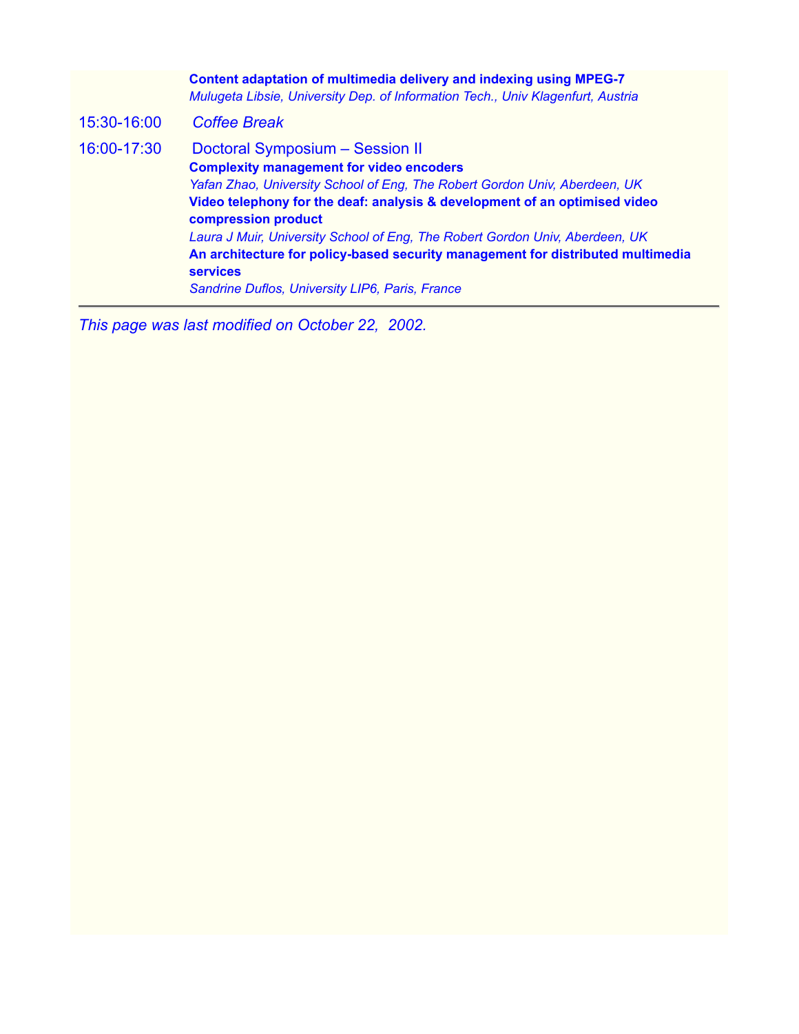**Content adaptation of multimedia delivery and indexing using MPEG-7**
*Mulugeta Libsie, University Dep. of Information Tech., Univ Klagenfurt, Austria*

15:30-16:00 *Coffee Break*

16:00-17:30 Doctoral Symposium – Session II

**Complexity management for video encoders**
*Yafan Zhao, University School of Eng, The Robert Gordon Univ, Aberdeen, UK*

**Video telephony for the deaf: analysis & development of an optimised video compression product**
*Laura J Muir, University School of Eng, The Robert Gordon Univ, Aberdeen, UK*

**An architecture for policy-based security management for distributed multimedia services**
*Sandrine Duflos, University LIP6, Paris, France*

---

*This page was last modified on October 22, 2002.*